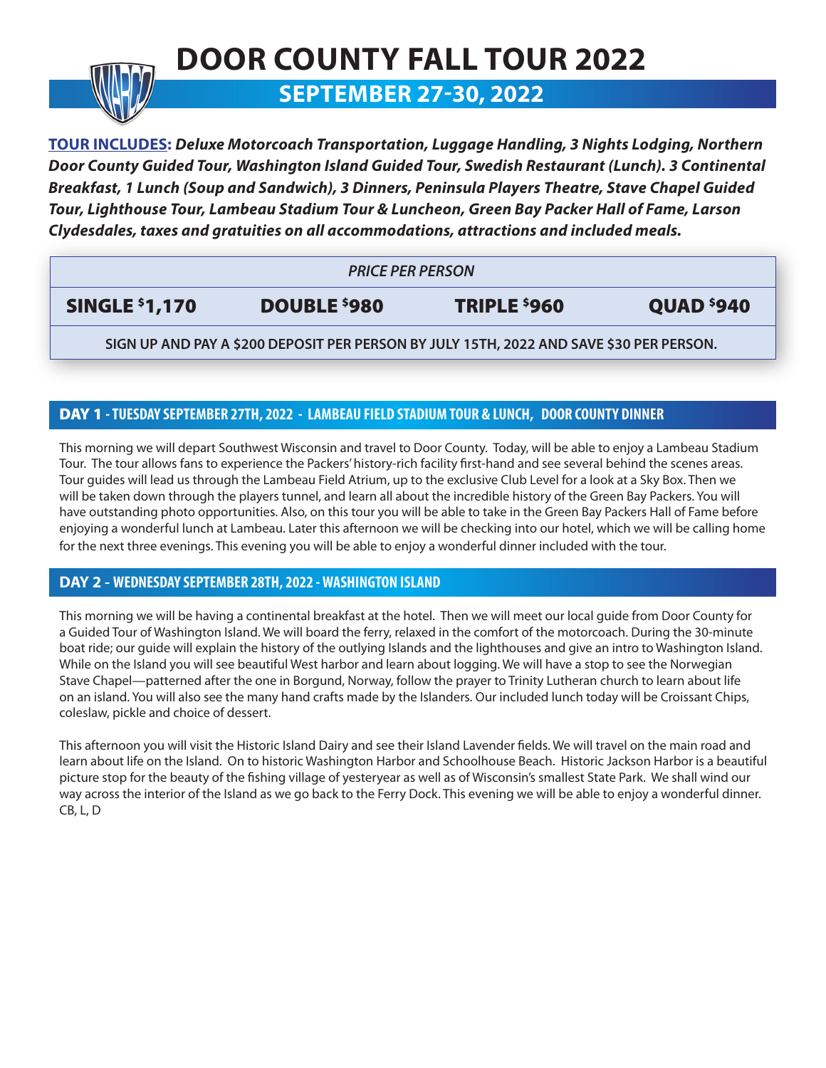# DOOR COUNTY FALL TOUR 2022

## SEPTEMBER 27-30, 2022

**TOUR INCLUDES:** ***Deluxe Motorcoach Transportation, Luggage Handling, 3 Nights Lodging, Northern Door County Guided Tour, Washington Island Guided Tour, Swedish Restaurant (Lunch). 3 Continental Breakfast, 1 Lunch (Soup and Sandwich), 3 Dinners, Peninsula Players Theatre, Stave Chapel Guided Tour, Lighthouse Tour, Lambeau Stadium Tour & Luncheon, Green Bay Packer Hall of Fame, Larson Clydesdales, taxes and gratuities on all accommodations, attractions and included meals.***

| *PRICE PER PERSON* | | | |
|---|---|---|---|
| **SINGLE $1,170** | **DOUBLE $980** | **TRIPLE $960** | **QUAD $940** |

**SIGN UP AND PAY A $200 DEPOSIT PER PERSON BY JULY 15TH, 2022 AND SAVE $30 PER PERSON.**

## DAY 1 - TUESDAY SEPTEMBER 27TH, 2022 - LAMBEAU FIELD STADIUM TOUR & LUNCH, DOOR COUNTY DINNER

This morning we will depart Southwest Wisconsin and travel to Door County. Today, will be able to enjoy a Lambeau Stadium Tour. The tour allows fans to experience the Packers' history-rich facility first-hand and see several behind the scenes areas. Tour guides will lead us through the Lambeau Field Atrium, up to the exclusive Club Level for a look at a Sky Box. Then we will be taken down through the players tunnel, and learn all about the incredible history of the Green Bay Packers. You will have outstanding photo opportunities. Also, on this tour you will be able to take in the Green Bay Packers Hall of Fame before enjoying a wonderful lunch at Lambeau. Later this afternoon we will be checking into our hotel, which we will be calling home for the next three evenings. This evening you will be able to enjoy a wonderful dinner included with the tour.

## DAY 2 - WEDNESDAY SEPTEMBER 28TH, 2022 - WASHINGTON ISLAND

This morning we will be having a continental breakfast at the hotel. Then we will meet our local guide from Door County for a Guided Tour of Washington Island. We will board the ferry, relaxed in the comfort of the motorcoach. During the 30-minute boat ride; our guide will explain the history of the outlying Islands and the lighthouses and give an intro to Washington Island. While on the Island you will see beautiful West harbor and learn about logging. We will have a stop to see the Norwegian Stave Chapel—patterned after the one in Borgund, Norway, follow the prayer to Trinity Lutheran church to learn about life on an island. You will also see the many hand crafts made by the Islanders. Our included lunch today will be Croissant Chips, coleslaw, pickle and choice of dessert.

This afternoon you will visit the Historic Island Dairy and see their Island Lavender fields. We will travel on the main road and learn about life on the Island. On to historic Washington Harbor and Schoolhouse Beach. Historic Jackson Harbor is a beautiful picture stop for the beauty of the fishing village of yesteryear as well as of Wisconsin's smallest State Park. We shall wind our way across the interior of the Island as we go back to the Ferry Dock. This evening we will be able to enjoy a wonderful dinner. CB, L, D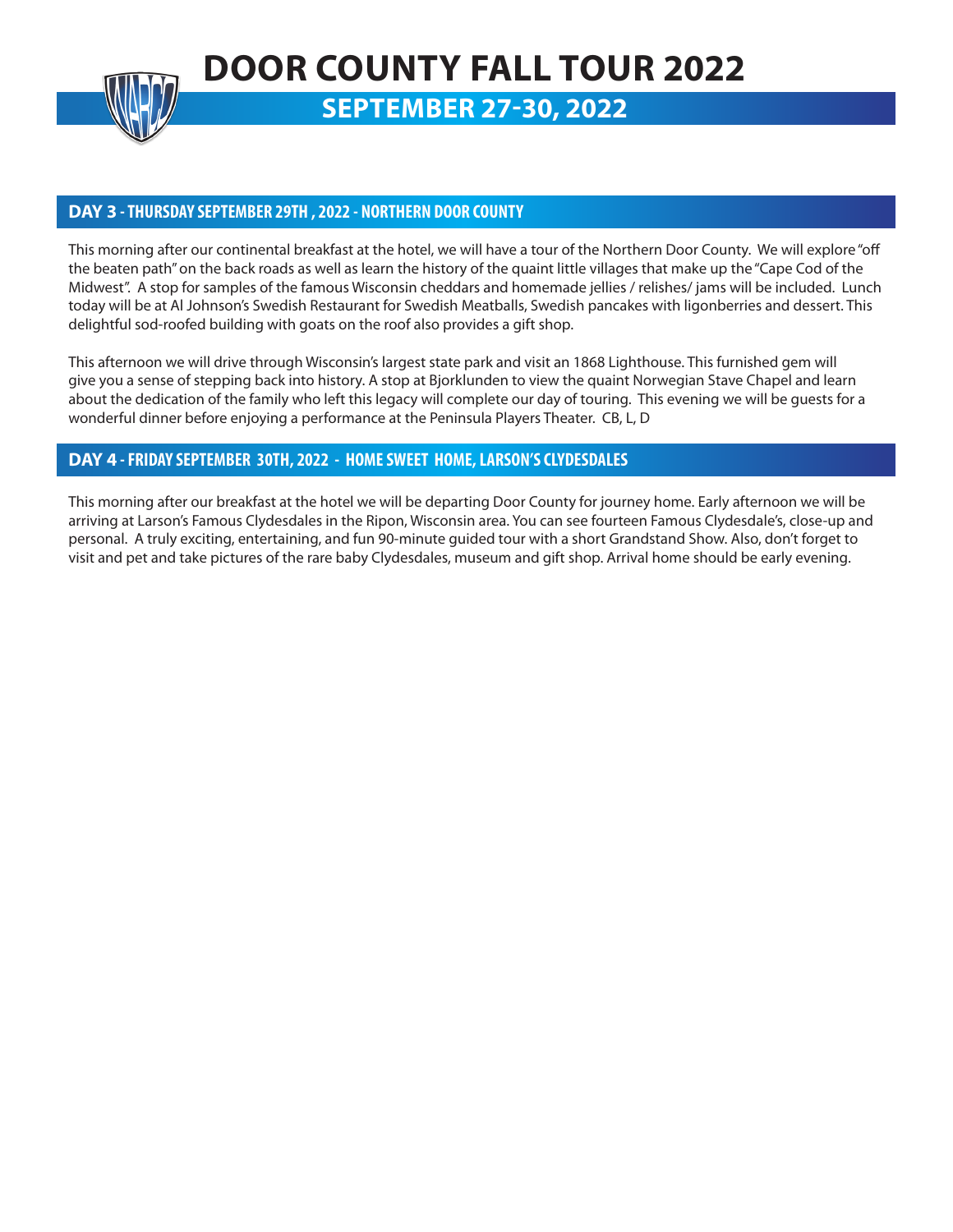# DOOR COUNTY FALL TOUR 2022

## SEPTEMBER 27-30, 2022

### DAY 3 - THURSDAY SEPTEMBER 29TH , 2022 - NORTHERN DOOR COUNTY

This morning after our continental breakfast at the hotel, we will have a tour of the Northern Door County. We will explore "off the beaten path" on the back roads as well as learn the history of the quaint little villages that make up the "Cape Cod of the Midwest". A stop for samples of the famous Wisconsin cheddars and homemade jellies / relishes/ jams will be included. Lunch today will be at Al Johnson's Swedish Restaurant for Swedish Meatballs, Swedish pancakes with ligonberries and dessert. This delightful sod-roofed building with goats on the roof also provides a gift shop.

This afternoon we will drive through Wisconsin's largest state park and visit an 1868 Lighthouse. This furnished gem will give you a sense of stepping back into history. A stop at Bjorklunden to view the quaint Norwegian Stave Chapel and learn about the dedication of the family who left this legacy will complete our day of touring. This evening we will be guests for a wonderful dinner before enjoying a performance at the Peninsula Players Theater. CB, L, D

### DAY 4 - FRIDAY SEPTEMBER 30TH, 2022 - HOME SWEET HOME, LARSON'S CLYDESDALES

This morning after our breakfast at the hotel we will be departing Door County for journey home. Early afternoon we will be arriving at Larson's Famous Clydesdales in the Ripon, Wisconsin area. You can see fourteen Famous Clydesdale's, close-up and personal. A truly exciting, entertaining, and fun 90-minute guided tour with a short Grandstand Show. Also, don't forget to visit and pet and take pictures of the rare baby Clydesdales, museum and gift shop. Arrival home should be early evening.